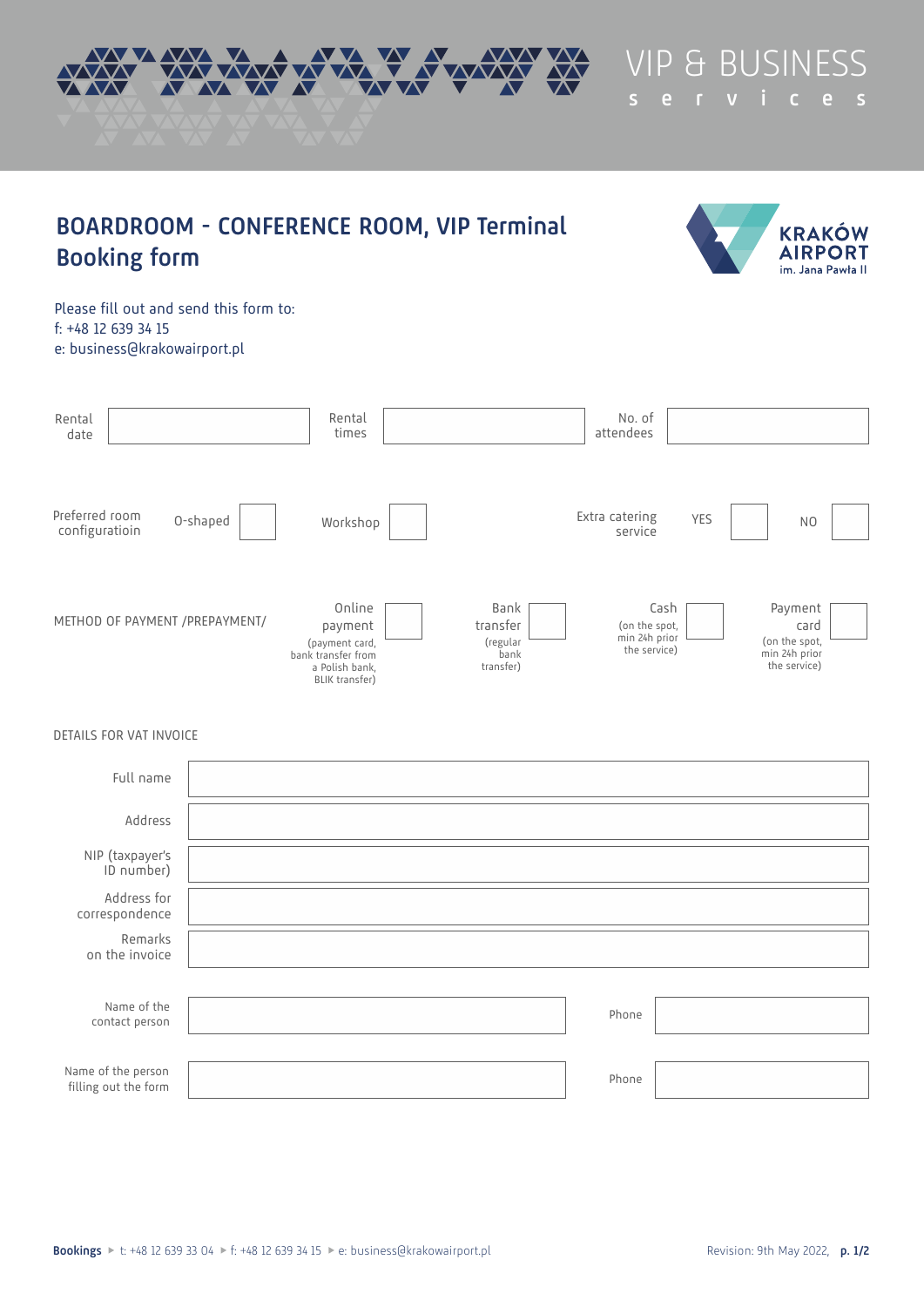VIP & BUSINESS
services

# BOARDROOM - CONFERENCE ROOM, VIP Terminal Booking form

KRAKÓW AIRPORT
im. Jana Pawła II

Please fill out and send this form to:
f: +48 12 639 34 15
e: business@krakowairport.pl

| Rental date | | Rental times | | No. of attendees | |
|---|---|---|---|---|---|

| Preferred room configuratioin | O-shaped | ☐ | Workshop | ☐ | Extra catering service | YES | ☐ | NO | ☐ |
|---|---|---|---|---|---|---|---|---|---|

| METHOD OF PAYMENT /PREPAYMENT/ | Online payment (payment card, bank transfer from a Polish bank, BLIK transfer) | ☐ | Bank transfer (regular bank transfer) | ☐ | Cash (on the spot, min 24h prior the service) | ☐ | Payment card (on the spot, min 24h prior the service) | ☐ |
|---|---|---|---|---|---|---|---|---|

DETAILS FOR VAT INVOICE

| | |
|---|---|
| Full name | |
| Address | |
| NIP (taxpayer's ID number) | |
| Address for correspondence | |
| Remarks on the invoice | |

| Name of the contact person | | Phone | |
|---|---|---|---|
| Name of the person filling out the form | | Phone | |

**Bookings** ► t: +48 12 639 33 04 ► f: +48 12 639 34 15 ► e: business@krakowairport.pl

Revision: 9th May 2022,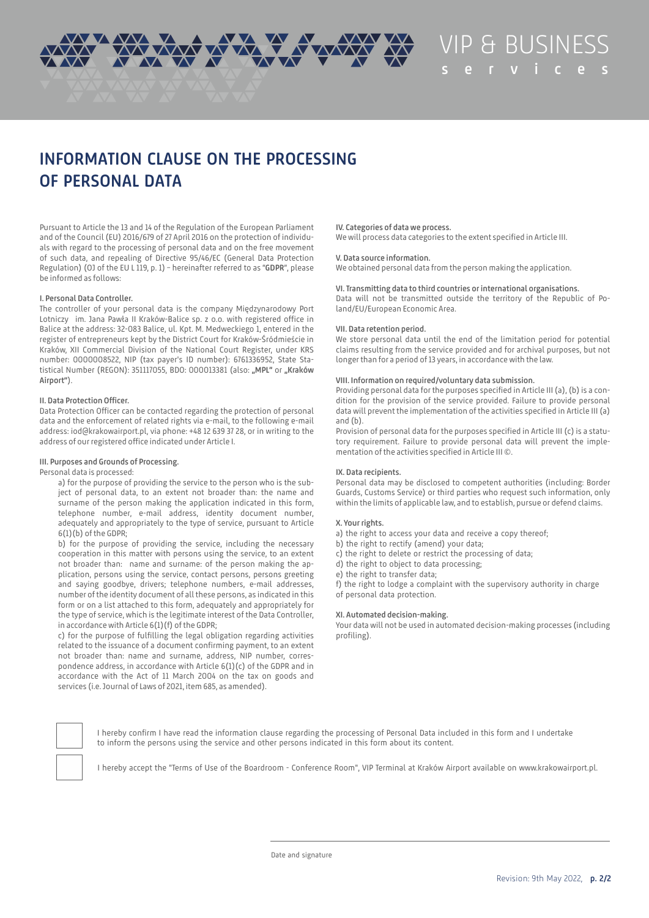VIP & BUSINESS
services

# INFORMATION CLAUSE ON THE PROCESSING OF PERSONAL DATA

Pursuant to Article the 13 and 14 of the Regulation of the European Parliament and of the Council (EU) 2016/679 of 27 April 2016 on the protection of individuals with regard to the processing of personal data and on the free movement of such data, and repealing of Directive 95/46/EC (General Data Protection Regulation) (OJ of the EU L 119, p. 1) – hereinafter referred to as "**GDPR**", please be informed as follows:

**I. Personal Data Controller.**
The controller of your personal data is the company Międzynarodowy Port Lotniczy im. Jana Pawła II Kraków-Balice sp. z o.o. with registered office in Balice at the address: 32-083 Balice, ul. Kpt. M. Medweckiego 1, entered in the register of entrepreneurs kept by the District Court for Kraków-Śródmieście in Kraków, XII Commercial Division of the National Court Register, under KRS number: 0000008522, NIP (tax payer's ID number): 6761336952, State Statistical Number (REGON): 351117055, BDO: 000013381 (also: **„MPL"** or **„Kraków Airport"**).

**II. Data Protection Officer.**
Data Protection Officer can be contacted regarding the protection of personal data and the enforcement of related rights via e-mail, to the following e-mail address: iod@krakowairport.pl, via phone: +48 12 639 37 28, or in writing to the address of our registered office indicated under Article I.

**III. Purposes and Grounds of Processing.**
Personal data is processed:

a) for the purpose of providing the service to the person who is the subject of personal data, to an extent not broader than: the name and surname of the person making the application indicated in this form, telephone number, e-mail address, identity document number, adequately and appropriately to the type of service, pursuant to Article 6(1)(b) of the GDPR;

b) for the purpose of providing the service, including the necessary cooperation in this matter with persons using the service, to an extent not broader than: name and surname: of the person making the application, persons using the service, contact persons, persons greeting and saying goodbye, drivers; telephone numbers, e-mail addresses, number of the identity document of all these persons, as indicated in this form or on a list attached to this form, adequately and appropriately for the type of service, which is the legitimate interest of the Data Controller, in accordance with Article 6(1)(f) of the GDPR;

c) for the purpose of fulfilling the legal obligation regarding activities related to the issuance of a document confirming payment, to an extent not broader than: name and surname, address, NIP number, correspondence address, in accordance with Article 6(1)(c) of the GDPR and in accordance with the Act of 11 March 2004 on the tax on goods and services (i.e. Journal of Laws of 2021, item 685, as amended).

**IV. Categories of data we process.**
We will process data categories to the extent specified in Article III.

**V. Data source information.**
We obtained personal data from the person making the application.

**VI. Transmitting data to third countries or international organisations.**
Data will not be transmitted outside the territory of the Republic of Poland/EU/European Economic Area.

**VII. Data retention period.**
We store personal data until the end of the limitation period for potential claims resulting from the service provided and for archival purposes, but not longer than for a period of 13 years, in accordance with the law.

**VIII. Information on required/voluntary data submission.**
Providing personal data for the purposes specified in Article III (a), (b) is a condition for the provision of the service provided. Failure to provide personal data will prevent the implementation of the activities specified in Article III (a) and (b).
Provision of personal data for the purposes specified in Article III (c) is a statutory requirement. Failure to provide personal data will prevent the implementation of the activities specified in Article III ©.

**IX. Data recipients.**
Personal data may be disclosed to competent authorities (including: Border Guards, Customs Service) or third parties who request such information, only within the limits of applicable law, and to establish, pursue or defend claims.

**X. Your rights.**
a) the right to access your data and receive a copy thereof;
b) the right to rectify (amend) your data;
c) the right to delete or restrict the processing of data;
d) the right to object to data processing;
e) the right to transfer data;
f) the right to lodge a complaint with the supervisory authority in charge of personal data protection.

**XI. Automated decision-making.**
Your data will not be used in automated decision-making processes (including profiling).

☐ I hereby confirm I have read the information clause regarding the processing of Personal Data included in this form and I undertake to inform the persons using the service and other persons indicated in this form about its content.

☐ I hereby accept the "Terms of Use of the Boardroom - Conference Room", VIP Terminal at Kraków Airport available on www.krakowairport.pl.

Date and signature

Revision: 9th May 2022,